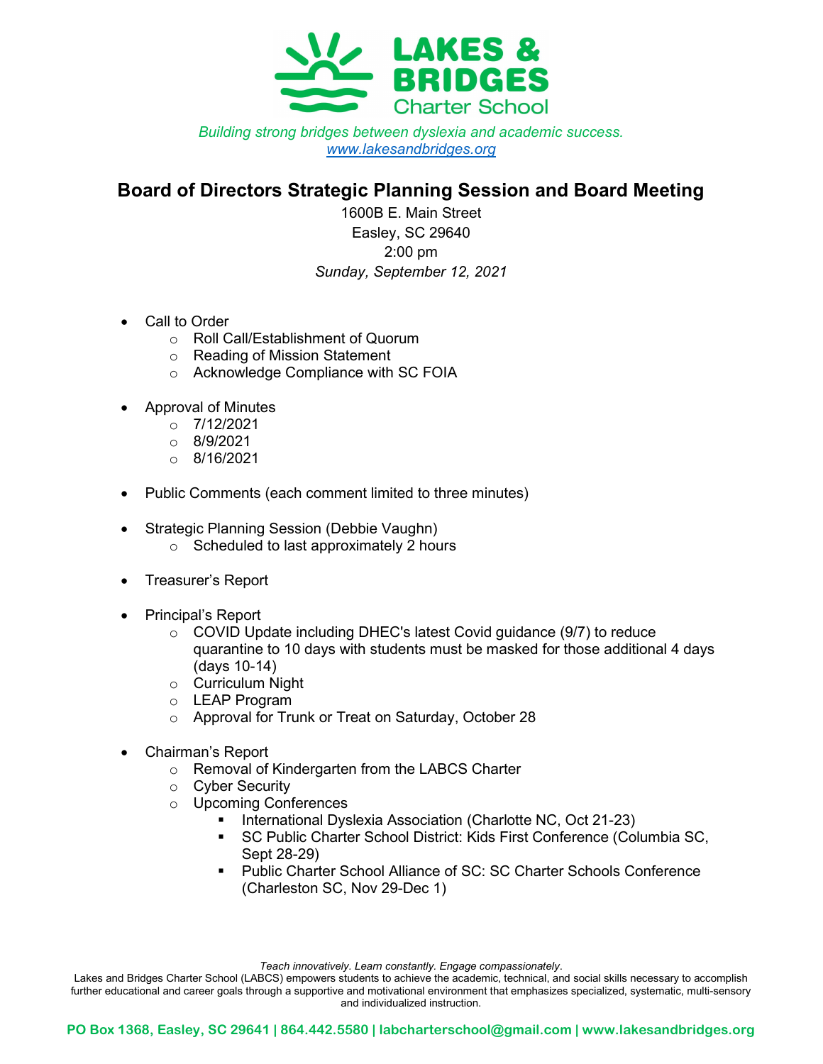**LAKES & BRIDGES**
Charter School

*Building strong bridges between dyslexia and academic success.*
[www.lakesandbridges.org](http://www.lakesandbridges.org)

## Board of Directors Strategic Planning Session and Board Meeting

1600B E. Main Street
Easley, SC 29640
2:00 pm
*Sunday, September 12, 2021*

- Call to Order
  - Roll Call/Establishment of Quorum
  - Reading of Mission Statement
  - Acknowledge Compliance with SC FOIA

- Approval of Minutes
  - 7/12/2021
  - 8/9/2021
  - 8/16/2021

- Public Comments (each comment limited to three minutes)

- Strategic Planning Session (Debbie Vaughn)
  - Scheduled to last approximately 2 hours

- Treasurer's Report

- Principal's Report
  - COVID Update including DHEC's latest Covid guidance (9/7) to reduce quarantine to 10 days with students must be masked for those additional 4 days (days 10-14)
  - Curriculum Night
  - LEAP Program
  - Approval for Trunk or Treat on Saturday, October 28

- Chairman's Report
  - Removal of Kindergarten from the LABCS Charter
  - Cyber Security
  - Upcoming Conferences
    - International Dyslexia Association (Charlotte NC, Oct 21-23)
    - SC Public Charter School District: Kids First Conference (Columbia SC, Sept 28-29)
    - Public Charter School Alliance of SC: SC Charter Schools Conference (Charleston SC, Nov 29-Dec 1)

*Teach innovatively. Learn constantly. Engage compassionately.*

Lakes and Bridges Charter School (LABCS) empowers students to achieve the academic, technical, and social skills necessary to accomplish further educational and career goals through a supportive and motivational environment that emphasizes specialized, systematic, multi-sensory and individualized instruction.

**PO Box 1368, Easley, SC 29641 | 864.442.5580 | labcharterschool@gmail.com | www.lakesandbridges.org**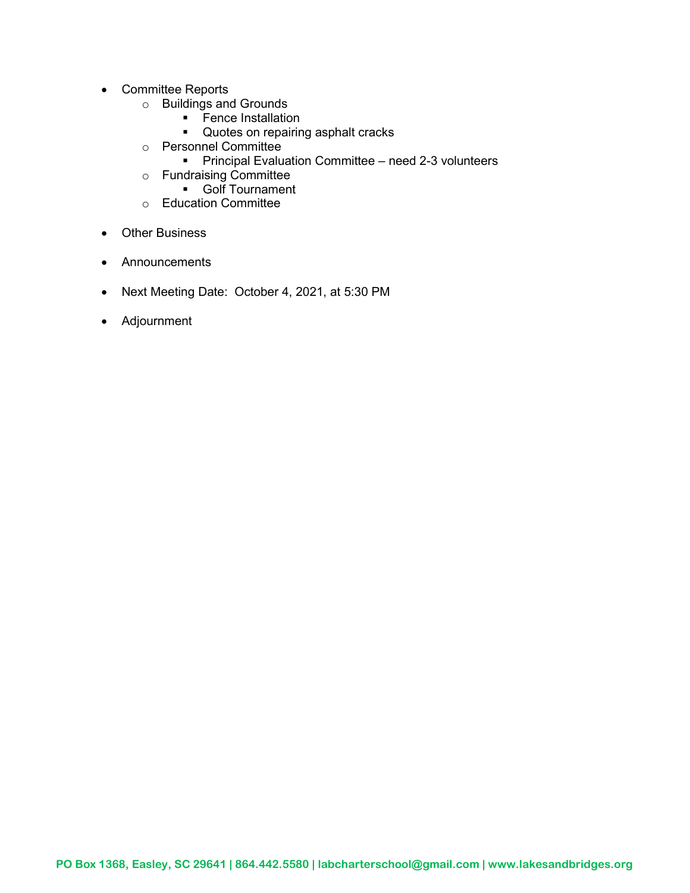- Committee Reports
    - Buildings and Grounds
        - Fence Installation
        - Quotes on repairing asphalt cracks
    - Personnel Committee
        - Principal Evaluation Committee – need 2-3 volunteers
    - Fundraising Committee
        - Golf Tournament
    - Education Committee

- Other Business

- Announcements

- Next Meeting Date: October 4, 2021, at 5:30 PM

- Adjournment